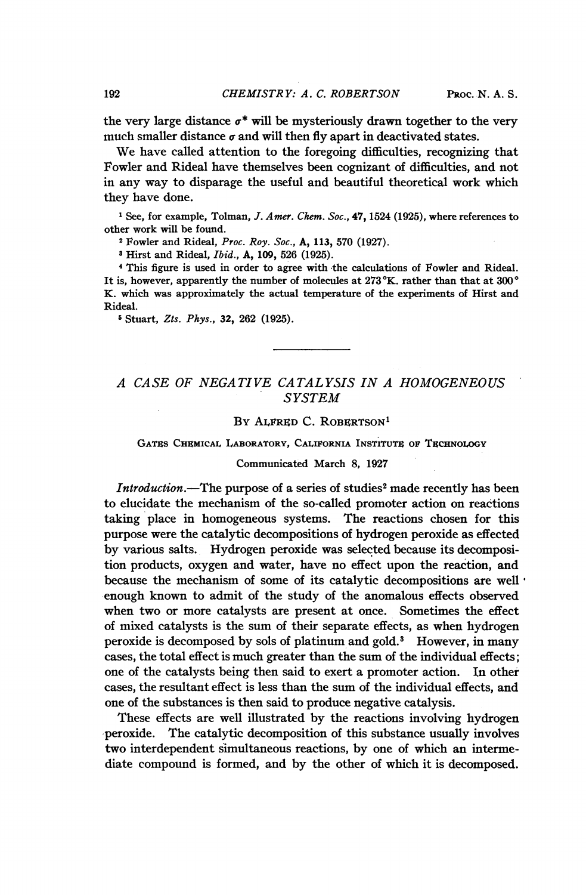the very large distance $\sigma^*$ will be mysteriously drawn together to the very much smaller distance $\sigma$ and will then fly apart in deactivated states.

We have called attention to the foregoing difficulties, recognizing that Fowler and Rideal have themselves been cognizant of difficulties, and not in any way to disparage the useful and beautiful theoretical work which they have done.

[1] See, for example, Tolman, *J. Amer. Chem. Soc.*, **47**, 1524 (1925), where references to other work will be found.

[2] Fowler and Rideal, *Proc. Roy. Soc.*, **A**, **113**, 570 (1927).

[3] Hirst and Rideal, *Ibid.*, **A**, **109**, 526 (1925).

[4] This figure is used in order to agree with the calculations of Fowler and Rideal. It is, however, apparently the number of molecules at 273°K. rather than that at 300° K. which was approximately the actual temperature of the experiments of Hirst and Rideal.

[5] Stuart, *Zts. Phys.*, **32**, 262 (1925).

# *A CASE OF NEGATIVE CATALYSIS IN A HOMOGENEOUS SYSTEM*

By Alfred C. Robertson[1]

Gates Chemical Laboratory, California Institute of Technology

Communicated March 8, 1927

*Introduction.*—The purpose of a series of studies[2] made recently has been to elucidate the mechanism of the so-called promoter action on reactions taking place in homogeneous systems. The reactions chosen for this purpose were the catalytic decompositions of hydrogen peroxide as effected by various salts. Hydrogen peroxide was selected because its decomposition products, oxygen and water, have no effect upon the reaction, and because the mechanism of some of its catalytic decompositions are well enough known to admit of the study of the anomalous effects observed when two or more catalysts are present at once. Sometimes the effect of mixed catalysts is the sum of their separate effects, as when hydrogen peroxide is decomposed by sols of platinum and gold.[3] However, in many cases, the total effect is much greater than the sum of the individual effects; one of the catalysts being then said to exert a promoter action. In other cases, the resultant effect is less than the sum of the individual effects, and one of the substances is then said to produce negative catalysis.

These effects are well illustrated by the reactions involving hydrogen peroxide. The catalytic decomposition of this substance usually involves two interdependent simultaneous reactions, by one of which an intermediate compound is formed, and by the other of which it is decomposed.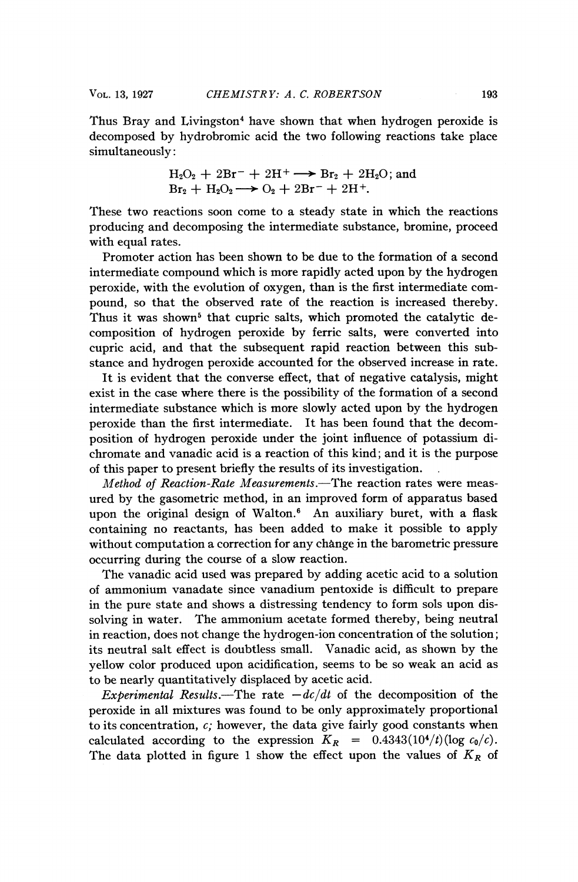Thus Bray and Livingston[4] have shown that when hydrogen peroxide is decomposed by hydrobromic acid the two following reactions take place simultaneously:

$$H_2O_2 + 2Br^- + 2H^+ \longrightarrow Br_2 + 2H_2O; \text{ and}$$
$$Br_2 + H_2O_2 \longrightarrow O_2 + 2Br^- + 2H^+.$$

These two reactions soon come to a steady state in which the reactions producing and decomposing the intermediate substance, bromine, proceed with equal rates.

Promoter action has been shown to be due to the formation of a second intermediate compound which is more rapidly acted upon by the hydrogen peroxide, with the evolution of oxygen, than is the first intermediate compound, so that the observed rate of the reaction is increased thereby. Thus it was shown[5] that cupric salts, which promoted the catalytic decomposition of hydrogen peroxide by ferric salts, were converted into cupric acid, and that the subsequent rapid reaction between this substance and hydrogen peroxide accounted for the observed increase in rate.

It is evident that the converse effect, that of negative catalysis, might exist in the case where there is the possibility of the formation of a second intermediate substance which is more slowly acted upon by the hydrogen peroxide than the first intermediate. It has been found that the decomposition of hydrogen peroxide under the joint influence of potassium dichromate and vanadic acid is a reaction of this kind; and it is the purpose of this paper to present briefly the results of its investigation.

*Method of Reaction-Rate Measurements.*—The reaction rates were measured by the gasometric method, in an improved form of apparatus based upon the original design of Walton.[6] An auxiliary buret, with a flask containing no reactants, has been added to make it possible to apply without computation a correction for any change in the barometric pressure occurring during the course of a slow reaction.

The vanadic acid used was prepared by adding acetic acid to a solution of ammonium vanadate since vanadium pentoxide is difficult to prepare in the pure state and shows a distressing tendency to form sols upon dissolving in water. The ammonium acetate formed thereby, being neutral in reaction, does not change the hydrogen-ion concentration of the solution; its neutral salt effect is doubtless small. Vanadic acid, as shown by the yellow color produced upon acidification, seems to be so weak an acid as to be nearly quantitatively displaced by acetic acid.

*Experimental Results.*—The rate $-dc/dt$ of the decomposition of the peroxide in all mixtures was found to be only approximately proportional to its concentration, $c$; however, the data give fairly good constants when calculated according to the expression $K_R = 0.4343(10^4/t)(\log c_0/c)$. The data plotted in figure 1 show the effect upon the values of $K_R$ of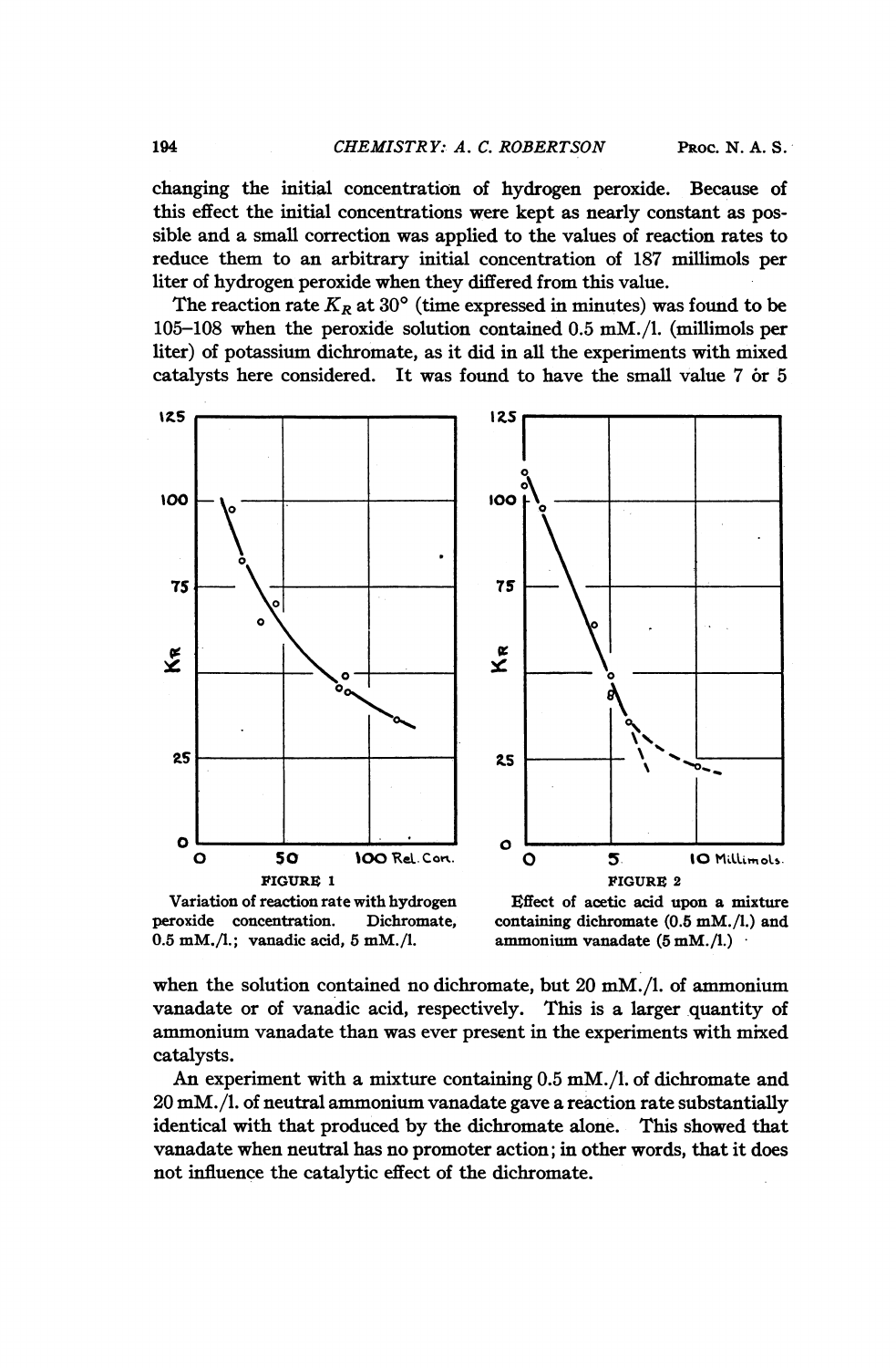changing the initial concentration of hydrogen peroxide. Because of this effect the initial concentrations were kept as nearly constant as possible and a small correction was applied to the values of reaction rates to reduce them to an arbitrary initial concentration of 187 millimols per liter of hydrogen peroxide when they differed from this value.

The reaction rate $K_R$ at 30° (time expressed in minutes) was found to be 105–108 when the peroxide solution contained 0.5 mM./l. (millimols per liter) of potassium dichromate, as it did in all the experiments with mixed catalysts here considered. It was found to have the small value 7 or 5

FIGURE 1

Variation of reaction rate with hydrogen peroxide concentration. Dichromate, 0.5 mM./l.; vanadic acid, 5 mM./l.

FIGURE 2

Effect of acetic acid upon a mixture containing dichromate (0.5 mM./l.) and ammonium vanadate (5 mM./l.)

when the solution contained no dichromate, but 20 mM./l. of ammonium vanadate or of vanadic acid, respectively. This is a larger quantity of ammonium vanadate than was ever present in the experiments with mixed catalysts.

An experiment with a mixture containing 0.5 mM./l. of dichromate and 20 mM./l. of neutral ammonium vanadate gave a reaction rate substantially identical with that produced by the dichromate alone. This showed that vanadate when neutral has no promoter action; in other words, that it does not influence the catalytic effect of the dichromate.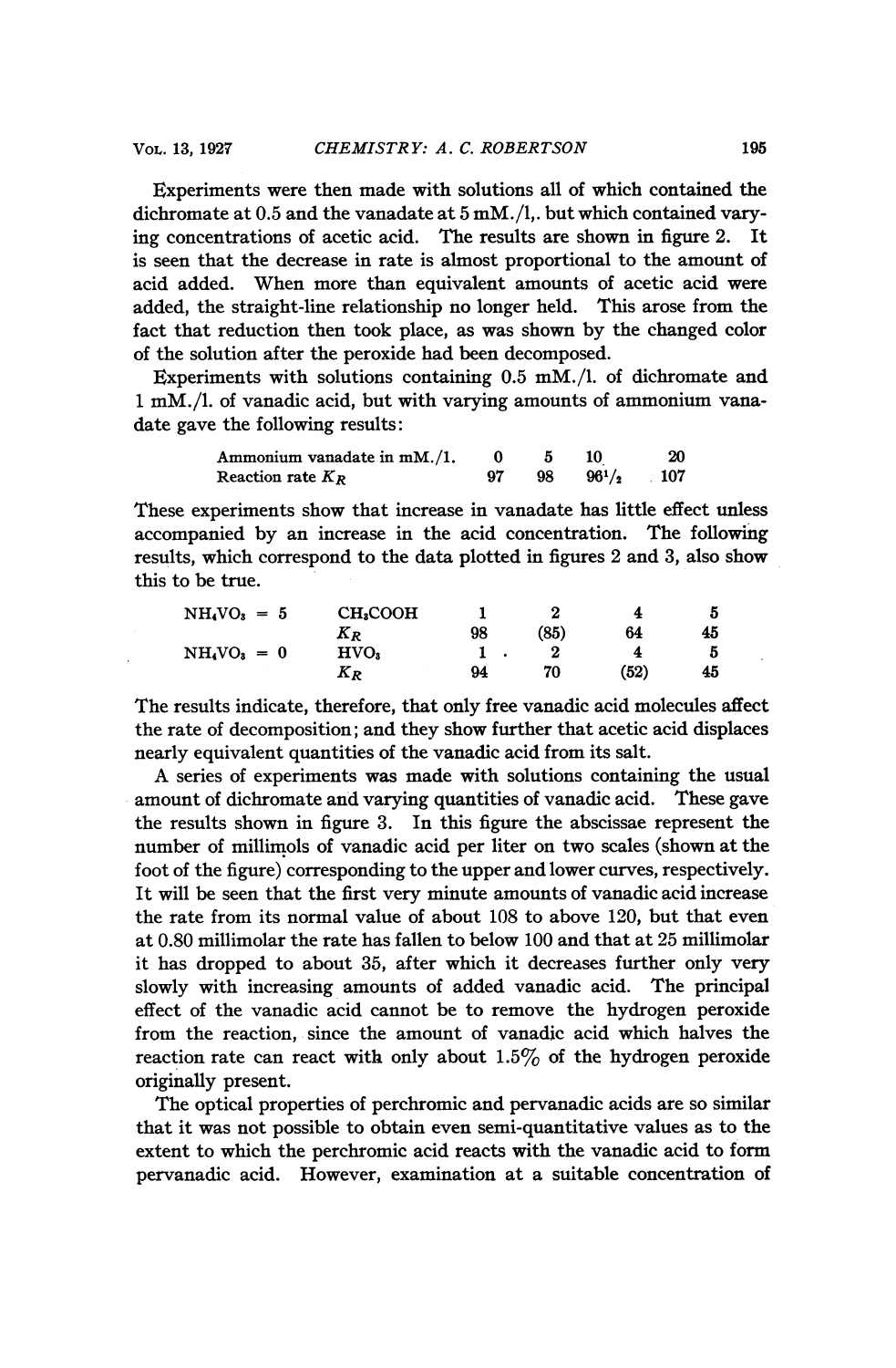Experiments were then made with solutions all of which contained the dichromate at 0.5 and the vanadate at 5 mM./l,. but which contained varying concentrations of acetic acid. The results are shown in figure 2. It is seen that the decrease in rate is almost proportional to the amount of acid added. When more than equivalent amounts of acetic acid were added, the straight-line relationship no longer held. This arose from the fact that reduction then took place, as was shown by the changed color of the solution after the peroxide had been decomposed.

Experiments with solutions containing 0.5 mM./l. of dichromate and 1 mM./l. of vanadic acid, but with varying amounts of ammonium vanadate gave the following results:

| Ammonium vanadate in mM./l. | 0 | 5 | 10 | 20 |
|---|---|---|---|---|
| Reaction rate $K_R$ | 97 | 98 | 96½ | 107 |

These experiments show that increase in vanadate has little effect unless accompanied by an increase in the acid concentration. The following results, which correspond to the data plotted in figures 2 and 3, also show this to be true.

| | | | | | |
|---|---|---|---|---|---|
| $NH_4VO_3$ = 5 | $CH_3COOH$ | 1 | 2 | 4 | 5 |
| | $K_R$ | 98 | (85) | 64 | 45 |
| $NH_4VO_3$ = 0 | $HVO_3$ | 1 | 2 | 4 | 5 |
| | $K_R$ | 94 | 70 | (52) | 45 |

The results indicate, therefore, that only free vanadic acid molecules affect the rate of decomposition; and they show further that acetic acid displaces nearly equivalent quantities of the vanadic acid from its salt.

A series of experiments was made with solutions containing the usual amount of dichromate and varying quantities of vanadic acid. These gave the results shown in figure 3. In this figure the abscissae represent the number of millimols of vanadic acid per liter on two scales (shown at the foot of the figure) corresponding to the upper and lower curves, respectively. It will be seen that the first very minute amounts of vanadic acid increase the rate from its normal value of about 108 to above 120, but that even at 0.80 millimolar the rate has fallen to below 100 and that at 25 millimolar it has dropped to about 35, after which it decreases further only very slowly with increasing amounts of added vanadic acid. The principal effect of the vanadic acid cannot be to remove the hydrogen peroxide from the reaction, since the amount of vanadic acid which halves the reaction rate can react with only about 1.5% of the hydrogen peroxide originally present.

The optical properties of perchromic and pervanadic acids are so similar that it was not possible to obtain even semi-quantitative values as to the extent to which the perchromic acid reacts with the vanadic acid to form pervanadic acid. However, examination at a suitable concentration of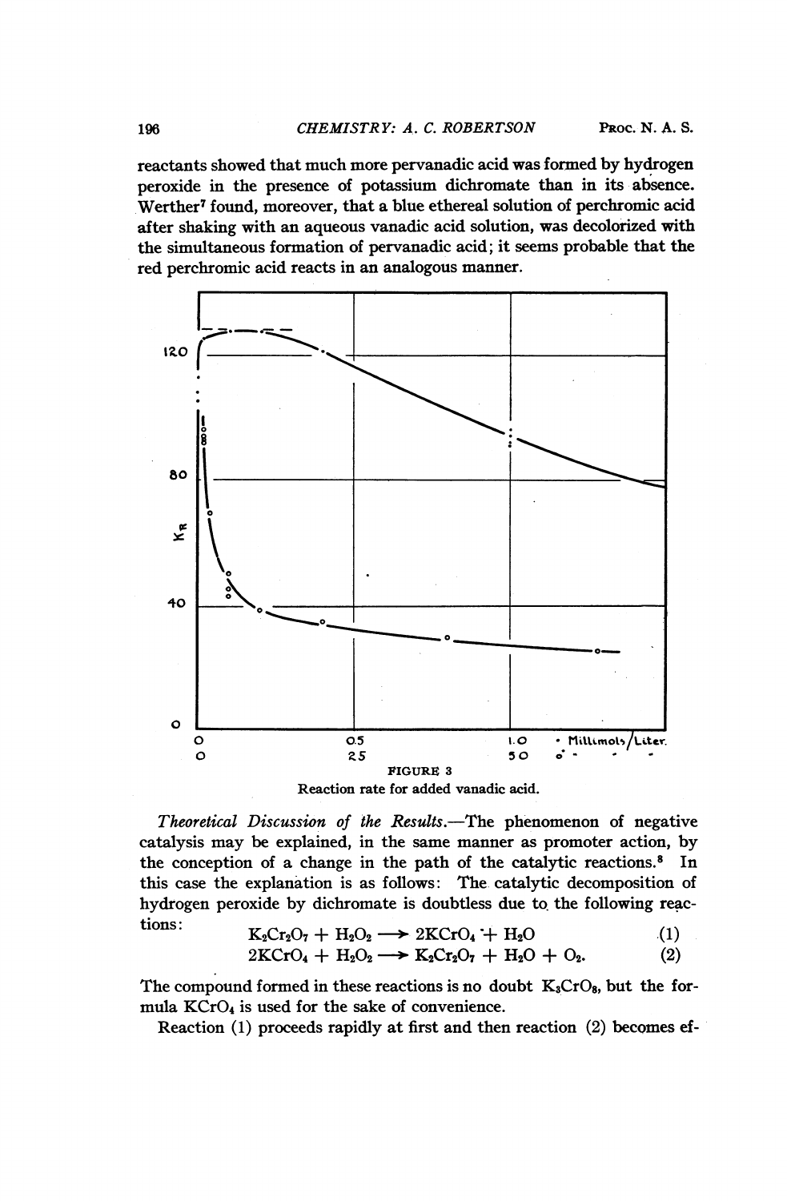reactants showed that much more pervanadic acid was formed by hydrogen peroxide in the presence of potassium dichromate than in its absence. Werther[7] found, moreover, that a blue ethereal solution of perchromic acid after shaking with an aqueous vanadic acid solution, was decolorized with the simultaneous formation of pervanadic acid; it seems probable that the red perchromic acid reacts in an analogous manner.

FIGURE 3

Reaction rate for added vanadic acid.

*Theoretical Discussion of the Results.*—The phenomenon of negative catalysis may be explained, in the same manner as promoter action, by the conception of a change in the path of the catalytic reactions.[8] In this case the explanation is as follows: The catalytic decomposition of hydrogen peroxide by dichromate is doubtless due to the following reactions:

$$K_2Cr_2O_7 + H_2O_2 \longrightarrow 2KCrO_4 + H_2O \quad (1)$$

$$2KCrO_4 + H_2O_2 \longrightarrow K_2Cr_2O_7 + H_2O + O_2. \quad (2)$$

The compound formed in these reactions is no doubt $K_3CrO_8$, but the formula $KCrO_4$ is used for the sake of convenience.

Reaction (1) proceeds rapidly at first and then reaction (2) becomes ef-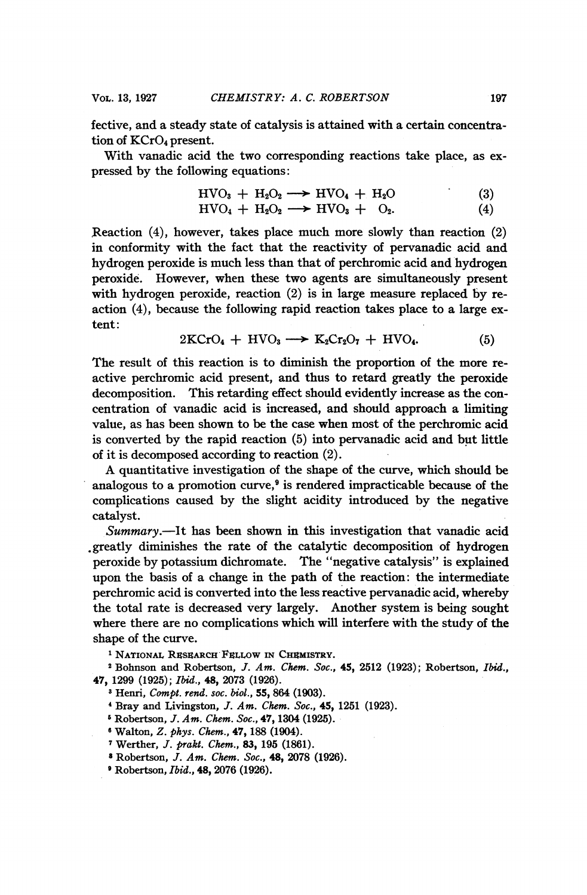fective, and a steady state of catalysis is attained with a certain concentration of $KCrO_4$ present.

With vanadic acid the two corresponding reactions take place, as expressed by the following equations:

$$HVO_3 + H_2O_2 \longrightarrow HVO_4 + H_2O \quad (3)$$

$$HVO_4 + H_2O_2 \longrightarrow HVO_3 + O_2. \quad (4)$$

Reaction (4), however, takes place much more slowly than reaction (2) in conformity with the fact that the reactivity of pervanadic acid and hydrogen peroxide is much less than that of perchromic acid and hydrogen peroxide. However, when these two agents are simultaneously present with hydrogen peroxide, reaction (2) is in large measure replaced by reaction (4), because the following rapid reaction takes place to a large extent:

$$2KCrO_4 + HVO_3 \longrightarrow K_2Cr_2O_7 + HVO_4. \quad (5)$$

The result of this reaction is to diminish the proportion of the more reactive perchromic acid present, and thus to retard greatly the peroxide decomposition. This retarding effect should evidently increase as the concentration of vanadic acid is increased, and should approach a limiting value, as has been shown to be the case when most of the perchromic acid is converted by the rapid reaction (5) into pervanadic acid and but little of it is decomposed according to reaction (2).

A quantitative investigation of the shape of the curve, which should be analogous to a promotion curve,[9] is rendered impracticable because of the complications caused by the slight acidity introduced by the negative catalyst.

*Summary*.—It has been shown in this investigation that vanadic acid greatly diminishes the rate of the catalytic decomposition of hydrogen peroxide by potassium dichromate. The "negative catalysis" is explained upon the basis of a change in the path of the reaction: the intermediate perchromic acid is converted into the less reactive pervanadic acid, whereby the total rate is decreased very largely. Another system is being sought where there are no complications which will interfere with the study of the shape of the curve.

[1] National Research Fellow in Chemistry.

[2] Bohnson and Robertson, *J. Am. Chem. Soc.*, **45**, 2512 (1923); Robertson, *Ibid.*, **47**, 1299 (1925); *Ibid.*, **48**, 2073 (1926).

[3] Henri, *Compt. rend. soc. biol.*, **55**, 864 (1903).

[4] Bray and Livingston, *J. Am. Chem. Soc.*, **45**, 1251 (1923).

[5] Robertson, *J. Am. Chem. Soc.*, **47**, 1304 (1925).

[6] Walton, *Z. phys. Chem.*, **47**, 188 (1904).

[7] Werther, *J. prakt. Chem.*, **83**, 195 (1861).

[8] Robertson, *J. Am. Chem. Soc.*, **48**, 2078 (1926).

[9] Robertson, *Ibid.*, **48**, 2076 (1926).